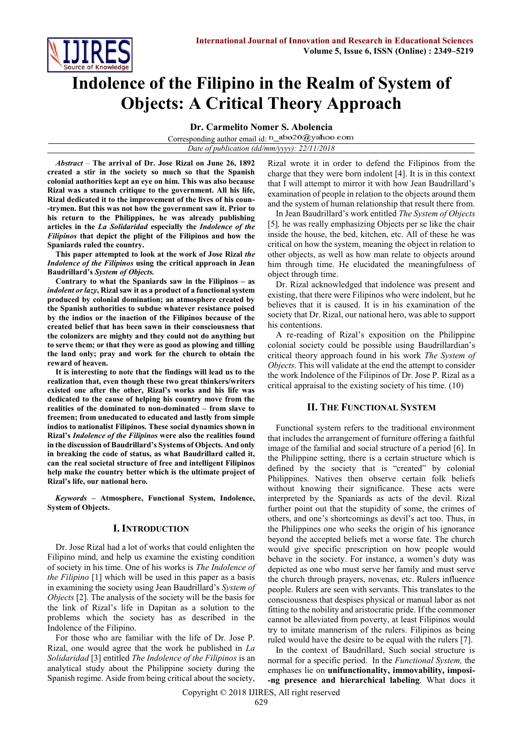# Indolence of the Filipino in the Realm of System of Objects: A Critical Theory Approach

**Dr. Carmelito Nomer S. Abolencia**

Corresponding author email id: n_abo20@yahoo.com

*Date of publication (dd/mm/yyyy): 22/11/2018*

***Abstract*** – **The arrival of Dr. Jose Rizal on June 26, 1892 created a stir in the society so much so that the Spanish colonial authorities kept an eye on him. This was also because Rizal was a staunch critique to the government. All his life, Rizal dedicated it to the improvement of the lives of his coun--trymen. But this was not how the government saw it. Prior to his return to the Philippines, he was already publishing articles in the *La Solidaridad* especially the *Indolence of the Filipinos* that depict the plight of the Filipinos and how the Spaniards ruled the country.**

**This paper attempted to look at the work of Jose Rizal *the Indolence of the Filipinos* using the critical approach in Jean Baudrillard's *System of Objects.***

**Contrary to what the Spaniards saw in the Filipinos – as *indolent or lazy*, Rizal saw it as a product of a functional system produced by colonial domination; an atmosphere created by the Spanish authorities to subdue whatever resistance poised by the indios or the inaction of the Filipinos because of the created belief that has been sawn in their consciousness that the colonizers are mighty and they could not do anything but to serve them; or that they were as good as plowing and tilling the land only; pray and work for the church to obtain the reward of heaven.**

**It is interesting to note that the findings will lead us to the realization that, even though these two great thinkers/writers existed one after the other, Rizal's works and his life was dedicated to the cause of helping his country move from the realities of the dominated to non-dominated – from slave to freemen; from uneducated to educated and lastly from simple indios to nationalist Filipinos. These social dynamics shown in Rizal's *Indolence of the Filipinos* were also the realities found in the discussion of Baudrillard's Systems of Objects. And only in breaking the code of status, as what Baudrillard called it, can the real societal structure of free and intelligent Filipinos help make the country better which is the ultimate project of Rizal's life, our national hero.**

***Keywords*** – **Atmosphere, Functional System, Indolence, System of Objects.**

## I. Introduction

Dr. Jose Rizal had a lot of works that could enlighten the Filipino mind, and help us examine the existing condition of society in his time. One of his works is *The Indolence of the Filipino* [1] which will be used in this paper as a basis in examining the society using Jean Baudrillard's *System of Objects* [2]. The analysis of the society will be the basis for the link of Rizal's life in Dapitan as a solution to the problems which the society has as described in the Indolence of the Filipino.

For those who are familiar with the life of Dr. Jose P. Rizal, one would agree that the work he published in *La Solidaridad* [3] entitled *The Indolence of the Filipinos* is an analytical study about the Philippine society during the Spanish regime. Aside from being critical about the society, Rizal wrote it in order to defend the Filipinos from the charge that they were born indolent [4]. It is in this context that I will attempt to mirror it with how Jean Baudrillard's examination of people in relation to the objects around them and the system of human relationship that result there from.

In Jean Baudrillard's work entitled *The System of Objects* [5]*,* he was really emphasizing Objects per se like the chair inside the house, the bed, kitchen, etc. All of these he was critical on how the system, meaning the object in relation to other objects, as well as how man relate to objects around him through time. He elucidated the meaningfulness of object through time.

Dr. Rizal acknowledged that indolence was present and existing, that there were Filipinos who were indolent, but he believes that it is caused. It is in his examination of the society that Dr. Rizal, our national hero, was able to support his contentions.

A re-reading of Rizal's exposition on the Philippine colonial society could be possible using Baudrillardian's critical theory approach found in his work *The System of Objects*. This will validate at the end the attempt to consider the work Indolence of the Filipinos of Dr. Jose P. Rizal as a critical appraisal to the existing society of his time. (10)

## II. The Functional System

Functional system refers to the traditional environment that includes the arrangement of furniture offering a faithful image of the familial and social structure of a period [6]. In the Philippine setting, there is a certain structure which is defined by the society that is "created" by colonial Philippines. Natives then observe certain folk beliefs without knowing their significance. These acts were interpreted by the Spaniards as acts of the devil. Rizal further point out that the stupidity of some, the crimes of others, and one's shortcomings as devil's act too. Thus, in the Philippines one who seeks the origin of his ignorance beyond the accepted beliefs met a worse fate. The church would give specific prescription on how people would behave in the society. For instance, a women's duty was depicted as one who must serve her family and must serve the church through prayers, novenas, etc. Rulers influence people. Rulers are seen with servants. This translates to the consciousness that despises physical or manual labor as not fitting to the nobility and aristocratic pride. If the commoner cannot be alleviated from poverty, at least Filipinos would try to imitate mannerism of the rulers. Filipinos as being ruled would have the desire to be equal with the rulers [7].

In the context of Baudrillard, Such social structure is normal for a specific period. In the *Functional System,* the emphases lie on **unifunctionality, immovability, imposi--ng presence and hierarchical labeling**. What does it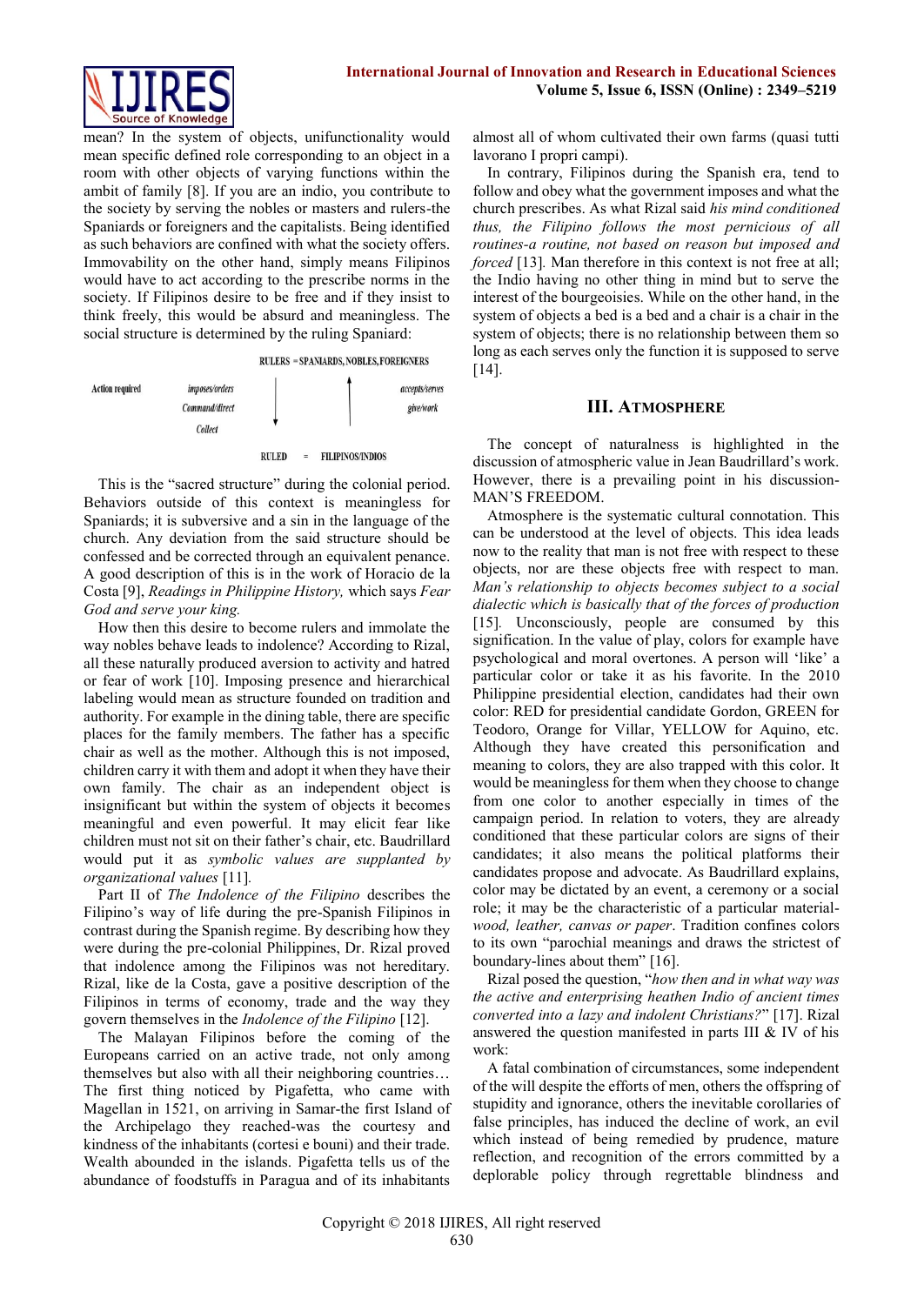mean? In the system of objects, unifunctionality would mean specific defined role corresponding to an object in a room with other objects of varying functions within the ambit of family [8]. If you are an indio, you contribute to the society by serving the nobles or masters and rulers-the Spaniards or foreigners and the capitalists. Being identified as such behaviors are confined with what the society offers. Immovability on the other hand, simply means Filipinos would have to act according to the prescribe norms in the society. If Filipinos desire to be free and if they insist to think freely, this would be absurd and meaningless. The social structure is determined by the ruling Spaniard:

RULERS = SPANIARDS, NOBLES, FOREIGNERS

| Action required | imposes/orders | ↓ | ↑ | accepts/serves |
|---|---|---|---|---|
| | Command/direct | | | give/work |
| | Collect | | | |

RULED = FILIPINOS/INDIOS

This is the "sacred structure" during the colonial period. Behaviors outside of this context is meaningless for Spaniards; it is subversive and a sin in the language of the church. Any deviation from the said structure should be confessed and be corrected through an equivalent penance. A good description of this is in the work of Horacio de la Costa [9], *Readings in Philippine History,* which says *Fear God and serve your king.*

How then this desire to become rulers and immolate the way nobles behave leads to indolence? According to Rizal, all these naturally produced aversion to activity and hatred or fear of work [10]. Imposing presence and hierarchical labeling would mean as structure founded on tradition and authority. For example in the dining table, there are specific places for the family members. The father has a specific chair as well as the mother. Although this is not imposed, children carry it with them and adopt it when they have their own family. The chair as an independent object is insignificant but within the system of objects it becomes meaningful and even powerful. It may elicit fear like children must not sit on their father's chair, etc. Baudrillard would put it as *symbolic values are supplanted by organizational values* [11].

Part II of *The Indolence of the Filipino* describes the Filipino's way of life during the pre-Spanish Filipinos in contrast during the Spanish regime. By describing how they were during the pre-colonial Philippines, Dr. Rizal proved that indolence among the Filipinos was not hereditary. Rizal, like de la Costa, gave a positive description of the Filipinos in terms of economy, trade and the way they govern themselves in the *Indolence of the Filipino* [12].

The Malayan Filipinos before the coming of the Europeans carried on an active trade, not only among themselves but also with all their neighboring countries… The first thing noticed by Pigafetta, who came with Magellan in 1521, on arriving in Samar-the first Island of the Archipelago they reached-was the courtesy and kindness of the inhabitants (cortesi e bouni) and their trade. Wealth abounded in the islands. Pigafetta tells us of the abundance of foodstuffs in Paragua and of its inhabitants almost all of whom cultivated their own farms (quasi tutti lavorano I propri campi).

In contrary, Filipinos during the Spanish era, tend to follow and obey what the government imposes and what the church prescribes. As what Rizal said *his mind conditioned thus, the Filipino follows the most pernicious of all routines-a routine, not based on reason but imposed and forced* [13]. Man therefore in this context is not free at all; the Indio having no other thing in mind but to serve the interest of the bourgeoisies. While on the other hand, in the system of objects a bed is a bed and a chair is a chair in the system of objects; there is no relationship between them so long as each serves only the function it is supposed to serve [14].

## III. ATMOSPHERE

The concept of naturalness is highlighted in the discussion of atmospheric value in Jean Baudrillard's work. However, there is a prevailing point in his discussion- MAN'S FREEDOM.

Atmosphere is the systematic cultural connotation. This can be understood at the level of objects. This idea leads now to the reality that man is not free with respect to these objects, nor are these objects free with respect to man. *Man's relationship to objects becomes subject to a social dialectic which is basically that of the forces of production* [15]. Unconsciously, people are consumed by this signification. In the value of play, colors for example have psychological and moral overtones. A person will 'like' a particular color or take it as his favorite. In the 2010 Philippine presidential election, candidates had their own color: RED for presidential candidate Gordon, GREEN for Teodoro, Orange for Villar, YELLOW for Aquino, etc. Although they have created this personification and meaning to colors, they are also trapped with this color. It would be meaningless for them when they choose to change from one color to another especially in times of the campaign period. In relation to voters, they are already conditioned that these particular colors are signs of their candidates; it also means the political platforms their candidates propose and advocate. As Baudrillard explains, color may be dictated by an event, a ceremony or a social role; it may be the characteristic of a particular material- *wood, leather, canvas or paper*. Tradition confines colors to its own "parochial meanings and draws the strictest of boundary-lines about them" [16].

Rizal posed the question, "*how then and in what way was the active and enterprising heathen Indio of ancient times converted into a lazy and indolent Christians?*" [17]. Rizal answered the question manifested in parts III & IV of his work:

A fatal combination of circumstances, some independent of the will despite the efforts of men, others the offspring of stupidity and ignorance, others the inevitable corollaries of false principles, has induced the decline of work, an evil which instead of being remedied by prudence, mature reflection, and recognition of the errors committed by a deplorable policy through regrettable blindness and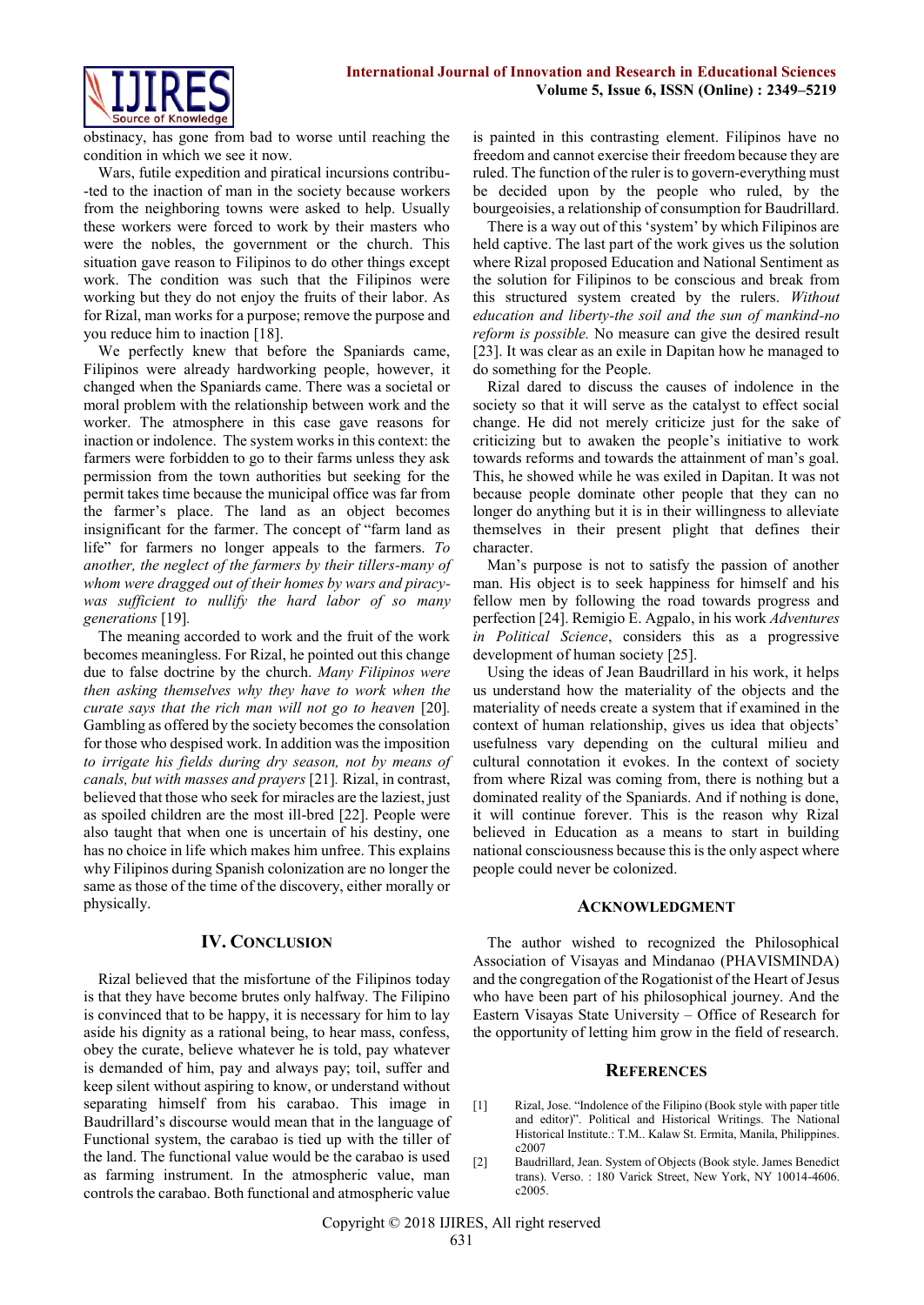obstinacy, has gone from bad to worse until reaching the condition in which we see it now.

Wars, futile expedition and piratical incursions contribu--ted to the inaction of man in the society because workers from the neighboring towns were asked to help. Usually these workers were forced to work by their masters who were the nobles, the government or the church. This situation gave reason to Filipinos to do other things except work. The condition was such that the Filipinos were working but they do not enjoy the fruits of their labor. As for Rizal, man works for a purpose; remove the purpose and you reduce him to inaction [18].

We perfectly knew that before the Spaniards came, Filipinos were already hardworking people, however, it changed when the Spaniards came. There was a societal or moral problem with the relationship between work and the worker. The atmosphere in this case gave reasons for inaction or indolence. The system works in this context: the farmers were forbidden to go to their farms unless they ask permission from the town authorities but seeking for the permit takes time because the municipal office was far from the farmer's place. The land as an object becomes insignificant for the farmer. The concept of "farm land as life" for farmers no longer appeals to the farmers. *To another, the neglect of the farmers by their tillers-many of whom were dragged out of their homes by wars and piracy-was sufficient to nullify the hard labor of so many generations* [19].

The meaning accorded to work and the fruit of the work becomes meaningless. For Rizal, he pointed out this change due to false doctrine by the church. *Many Filipinos were then asking themselves why they have to work when the curate says that the rich man will not go to heaven* [20]. Gambling as offered by the society becomes the consolation for those who despised work. In addition was the imposition *to irrigate his fields during dry season, not by means of canals, but with masses and prayers* [21]. Rizal, in contrast, believed that those who seek for miracles are the laziest, just as spoiled children are the most ill-bred [22]. People were also taught that when one is uncertain of his destiny, one has no choice in life which makes him unfree. This explains why Filipinos during Spanish colonization are no longer the same as those of the time of the discovery, either morally or physically.

## IV. Conclusion

Rizal believed that the misfortune of the Filipinos today is that they have become brutes only halfway. The Filipino is convinced that to be happy, it is necessary for him to lay aside his dignity as a rational being, to hear mass, confess, obey the curate, believe whatever he is told, pay whatever is demanded of him, pay and always pay; toil, suffer and keep silent without aspiring to know, or understand without separating himself from his carabao. This image in Baudrillard's discourse would mean that in the language of Functional system, the carabao is tied up with the tiller of the land. The functional value would be the carabao is used as farming instrument. In the atmospheric value, man controls the carabao. Both functional and atmospheric value is painted in this contrasting element. Filipinos have no freedom and cannot exercise their freedom because they are ruled. The function of the ruler is to govern-everything must be decided upon by the people who ruled, by the bourgeoisies, a relationship of consumption for Baudrillard.

There is a way out of this 'system' by which Filipinos are held captive. The last part of the work gives us the solution where Rizal proposed Education and National Sentiment as the solution for Filipinos to be conscious and break from this structured system created by the rulers. *Without education and liberty-the soil and the sun of mankind-no reform is possible.* No measure can give the desired result [23]. It was clear as an exile in Dapitan how he managed to do something for the People.

Rizal dared to discuss the causes of indolence in the society so that it will serve as the catalyst to effect social change. He did not merely criticize just for the sake of criticizing but to awaken the people's initiative to work towards reforms and towards the attainment of man's goal. This, he showed while he was exiled in Dapitan. It was not because people dominate other people that they can no longer do anything but it is in their willingness to alleviate themselves in their present plight that defines their character.

Man's purpose is not to satisfy the passion of another man. His object is to seek happiness for himself and his fellow men by following the road towards progress and perfection [24]. Remigio E. Agpalo, in his work *Adventures in Political Science*, considers this as a progressive development of human society [25].

Using the ideas of Jean Baudrillard in his work, it helps us understand how the materiality of the objects and the materiality of needs create a system that if examined in the context of human relationship, gives us idea that objects' usefulness vary depending on the cultural milieu and cultural connotation it evokes. In the context of society from where Rizal was coming from, there is nothing but a dominated reality of the Spaniards. And if nothing is done, it will continue forever. This is the reason why Rizal believed in Education as a means to start in building national consciousness because this is the only aspect where people could never be colonized.

## Acknowledgment

The author wished to recognized the Philosophical Association of Visayas and Mindanao (PHAVISMINDA) and the congregation of the Rogationist of the Heart of Jesus who have been part of his philosophical journey. And the Eastern Visayas State University – Office of Research for the opportunity of letting him grow in the field of research.

## References

[1] Rizal, Jose. "Indolence of the Filipino (Book style with paper title and editor)". Political and Historical Writings. The National Historical Institute.: T.M.. Kalaw St. Ermita, Manila, Philippines. c2007

[2] Baudrillard, Jean. System of Objects (Book style. James Benedict trans). Verso. : 180 Varick Street, New York, NY 10014-4606. c2005.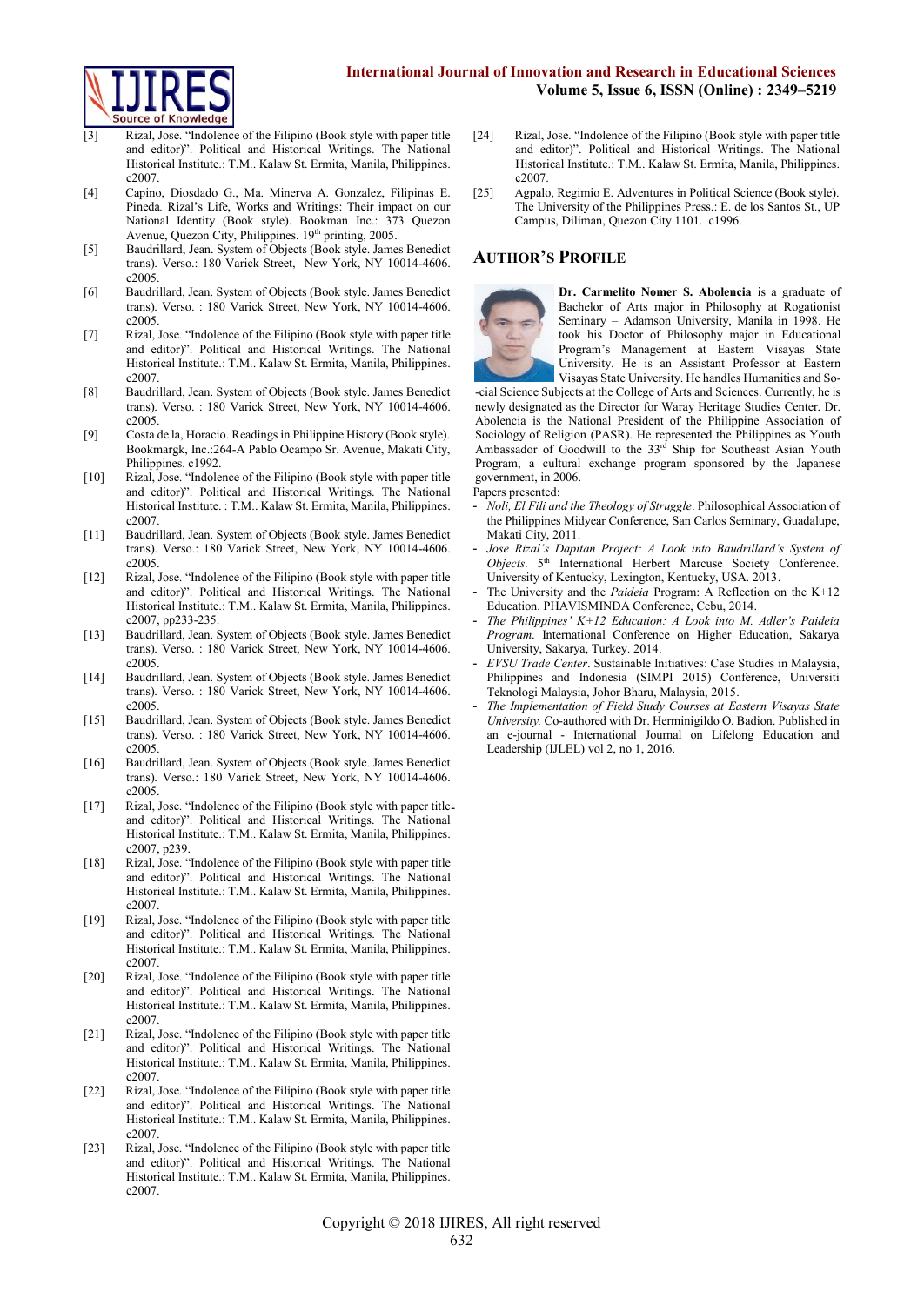[3] Rizal, Jose. "Indolence of the Filipino (Book style with paper title and editor)". Political and Historical Writings. The National Historical Institute.: T.M.. Kalaw St. Ermita, Manila, Philippines. c2007.

[4] Capino, Diosdado G., Ma. Minerva A. Gonzalez, Filipinas E. Pineda. Rizal's Life, Works and Writings: Their impact on our National Identity (Book style). Bookman Inc.: 373 Quezon Avenue, Quezon City, Philippines. 19th printing, 2005.

[5] Baudrillard, Jean. System of Objects (Book style. James Benedict trans). Verso.: 180 Varick Street, New York, NY 10014-4606. c2005.

[6] Baudrillard, Jean. System of Objects (Book style. James Benedict trans). Verso. : 180 Varick Street, New York, NY 10014-4606. c2005.

[7] Rizal, Jose. "Indolence of the Filipino (Book style with paper title and editor)". Political and Historical Writings. The National Historical Institute.: T.M.. Kalaw St. Ermita, Manila, Philippines. c2007.

[8] Baudrillard, Jean. System of Objects (Book style. James Benedict trans). Verso. : 180 Varick Street, New York, NY 10014-4606. c2005.

[9] Costa de la, Horacio. Readings in Philippine History (Book style). Bookmargk, Inc.:264-A Pablo Ocampo Sr. Avenue, Makati City, Philippines. c1992.

[10] Rizal, Jose. "Indolence of the Filipino (Book style with paper title and editor)". Political and Historical Writings. The National Historical Institute. : T.M.. Kalaw St. Ermita, Manila, Philippines. c2007.

[11] Baudrillard, Jean. System of Objects (Book style. James Benedict trans). Verso.: 180 Varick Street, New York, NY 10014-4606. c2005.

[12] Rizal, Jose. "Indolence of the Filipino (Book style with paper title and editor)". Political and Historical Writings. The National Historical Institute.: T.M.. Kalaw St. Ermita, Manila, Philippines. c2007, pp233-235.

[13] Baudrillard, Jean. System of Objects (Book style. James Benedict trans). Verso. : 180 Varick Street, New York, NY 10014-4606. c2005.

[14] Baudrillard, Jean. System of Objects (Book style. James Benedict trans). Verso. : 180 Varick Street, New York, NY 10014-4606. c2005.

[15] Baudrillard, Jean. System of Objects (Book style. James Benedict trans). Verso. : 180 Varick Street, New York, NY 10014-4606. c2005.

[16] Baudrillard, Jean. System of Objects (Book style. James Benedict trans). Verso.: 180 Varick Street, New York, NY 10014-4606. c2005.

[17] Rizal, Jose. "Indolence of the Filipino (Book style with paper title and editor)". Political and Historical Writings. The National Historical Institute.: T.M.. Kalaw St. Ermita, Manila, Philippines. c2007, p239.

[18] Rizal, Jose. "Indolence of the Filipino (Book style with paper title and editor)". Political and Historical Writings. The National Historical Institute.: T.M.. Kalaw St. Ermita, Manila, Philippines. c2007.

[19] Rizal, Jose. "Indolence of the Filipino (Book style with paper title and editor)". Political and Historical Writings. The National Historical Institute.: T.M.. Kalaw St. Ermita, Manila, Philippines. c2007.

[20] Rizal, Jose. "Indolence of the Filipino (Book style with paper title and editor)". Political and Historical Writings. The National Historical Institute.: T.M.. Kalaw St. Ermita, Manila, Philippines. c2007.

[21] Rizal, Jose. "Indolence of the Filipino (Book style with paper title and editor)". Political and Historical Writings. The National Historical Institute.: T.M.. Kalaw St. Ermita, Manila, Philippines. c2007.

[22] Rizal, Jose. "Indolence of the Filipino (Book style with paper title and editor)". Political and Historical Writings. The National Historical Institute.: T.M.. Kalaw St. Ermita, Manila, Philippines. c2007.

[23] Rizal, Jose. "Indolence of the Filipino (Book style with paper title and editor)". Political and Historical Writings. The National Historical Institute.: T.M.. Kalaw St. Ermita, Manila, Philippines. c2007.

[24] Rizal, Jose. "Indolence of the Filipino (Book style with paper title and editor)". Political and Historical Writings. The National Historical Institute.: T.M.. Kalaw St. Ermita, Manila, Philippines. c2007.

[25] Agpalo, Regimio E. Adventures in Political Science (Book style). The University of the Philippines Press.: E. de los Santos St., UP Campus, Diliman, Quezon City 1101. c1996.

## Author's Profile

**Dr. Carmelito Nomer S. Abolencia** is a graduate of Bachelor of Arts major in Philosophy at Rogationist Seminary – Adamson University, Manila in 1998. He took his Doctor of Philosophy major in Educational Program's Management at Eastern Visayas State University. He is an Assistant Professor at Eastern Visayas State University. He handles Humanities and Social Science Subjects at the College of Arts and Sciences. Currently, he is newly designated as the Director for Waray Heritage Studies Center. Dr. Abolencia is the National President of the Philippine Association of Sociology of Religion (PASR). He represented the Philippines as Youth Ambassador of Goodwill to the 33rd Ship for Southeast Asian Youth Program, a cultural exchange program sponsored by the Japanese government, in 2006.

Papers presented:

- *Noli, El Fili and the Theology of Struggle*. Philosophical Association of the Philippines Midyear Conference, San Carlos Seminary, Guadalupe, Makati City, 2011.
- *Jose Rizal's Dapitan Project: A Look into Baudrillard's System of Objects*. 5th International Herbert Marcuse Society Conference. University of Kentucky, Lexington, Kentucky, USA. 2013.
- The University and the *Paideia* Program: A Reflection on the K+12 Education. PHAVISMINDA Conference, Cebu, 2014.
- *The Philippines' K+12 Education: A Look into M. Adler's Paideia Program*. International Conference on Higher Education, Sakarya University, Sakarya, Turkey. 2014.
- *EVSU Trade Center*. Sustainable Initiatives: Case Studies in Malaysia, Philippines and Indonesia (SIMPI 2015) Conference, Universiti Teknologi Malaysia, Johor Bharu, Malaysia, 2015.
- *The Implementation of Field Study Courses at Eastern Visayas State University.* Co-authored with Dr. Herminigildo O. Badion. Published in an e-journal - International Journal on Lifelong Education and Leadership (IJLEL) vol 2, no 1, 2016.